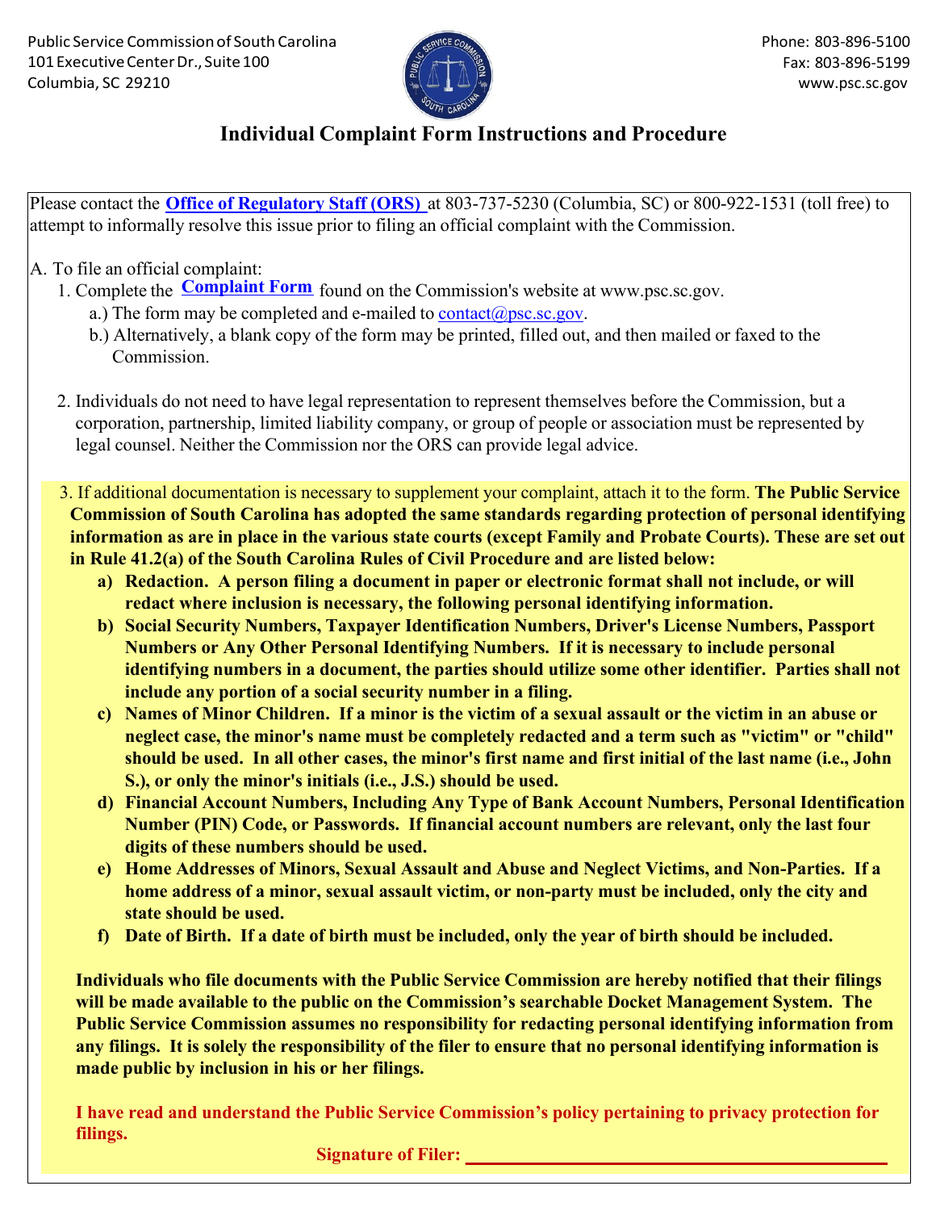Public Service Commission of South Carolina
101 Executive Center Dr., Suite 100
Columbia, SC 29210

Phone: 803-896-5100
Fax: 803-896-5199
www.psc.sc.gov

# Individual Complaint Form Instructions and Procedure

Please contact the **Office of Regulatory Staff (ORS)** at 803-737-5230 (Columbia, SC) or 800-922-1531 (toll free) to attempt to informally resolve this issue prior to filing an official complaint with the Commission.

A. To file an official complaint:

1. Complete the **Complaint Form** found on the Commission's website at www.psc.sc.gov.
   - a.) The form may be completed and e-mailed to contact@psc.sc.gov.
   - b.) Alternatively, a blank copy of the form may be printed, filled out, and then mailed or faxed to the Commission.

2. Individuals do not need to have legal representation to represent themselves before the Commission, but a corporation, partnership, limited liability company, or group of people or association must be represented by legal counsel. Neither the Commission nor the ORS can provide legal advice.

3. If additional documentation is necessary to supplement your complaint, attach it to the form. **The Public Service Commission of South Carolina has adopted the same standards regarding protection of personal identifying information as are in place in the various state courts (except Family and Probate Courts). These are set out in Rule 41.2(a) of the South Carolina Rules of Civil Procedure and are listed below:**
   - **a) Redaction. A person filing a document in paper or electronic format shall not include, or will redact where inclusion is necessary, the following personal identifying information.**
   - **b) Social Security Numbers, Taxpayer Identification Numbers, Driver's License Numbers, Passport Numbers or Any Other Personal Identifying Numbers. If it is necessary to include personal identifying numbers in a document, the parties should utilize some other identifier. Parties shall not include any portion of a social security number in a filing.**
   - **c) Names of Minor Children. If a minor is the victim of a sexual assault or the victim in an abuse or neglect case, the minor's name must be completely redacted and a term such as "victim" or "child" should be used. In all other cases, the minor's first name and first initial of the last name (i.e., John S.), or only the minor's initials (i.e., J.S.) should be used.**
   - **d) Financial Account Numbers, Including Any Type of Bank Account Numbers, Personal Identification Number (PIN) Code, or Passwords. If financial account numbers are relevant, only the last four digits of these numbers should be used.**
   - **e) Home Addresses of Minors, Sexual Assault and Abuse and Neglect Victims, and Non-Parties. If a home address of a minor, sexual assault victim, or non-party must be included, only the city and state should be used.**
   - **f) Date of Birth. If a date of birth must be included, only the year of birth should be included.**

**Individuals who file documents with the Public Service Commission are hereby notified that their filings will be made available to the public on the Commission's searchable Docket Management System. The Public Service Commission assumes no responsibility for redacting personal identifying information from any filings. It is solely the responsibility of the filer to ensure that no personal identifying information is made public by inclusion in his or her filings.**

**I have read and understand the Public Service Commission's policy pertaining to privacy protection for filings.**

**Signature of Filer:** ______________________________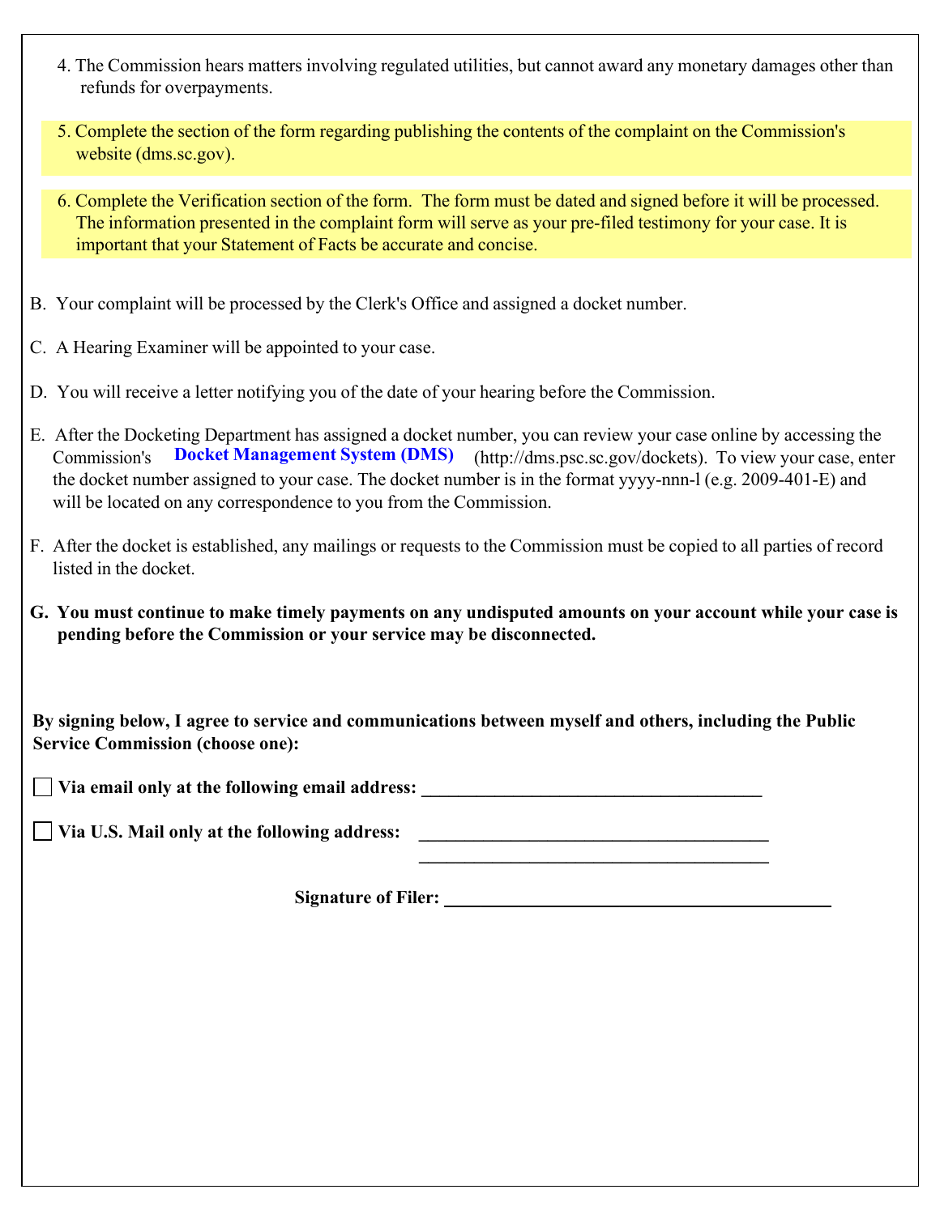4. The Commission hears matters involving regulated utilities, but cannot award any monetary damages other than refunds for overpayments.

5. Complete the section of the form regarding publishing the contents of the complaint on the Commission's website (dms.sc.gov).

6. Complete the Verification section of the form. The form must be dated and signed before it will be processed. The information presented in the complaint form will serve as your pre-filed testimony for your case. It is important that your Statement of Facts be accurate and concise.

B. Your complaint will be processed by the Clerk's Office and assigned a docket number.

C. A Hearing Examiner will be appointed to your case.

D. You will receive a letter notifying you of the date of your hearing before the Commission.

E. After the Docketing Department has assigned a docket number, you can review your case online by accessing the Commission's **Docket Management System (DMS)** (http://dms.psc.sc.gov/dockets). To view your case, enter the docket number assigned to your case. The docket number is in the format yyyy-nnn-l (e.g. 2009-401-E) and will be located on any correspondence to you from the Commission.

F. After the docket is established, any mailings or requests to the Commission must be copied to all parties of record listed in the docket.

**G. You must continue to make timely payments on any undisputed amounts on your account while your case is pending before the Commission or your service may be disconnected.**

**By signing below, I agree to service and communications between myself and others, including the Public Service Commission (choose one):**

☐ **Via email only at the following email address:** ______________________________________

☐ **Via U.S. Mail only at the following address:** ______________________________________
______________________________________

**Signature of Filer:** ____________________________________________